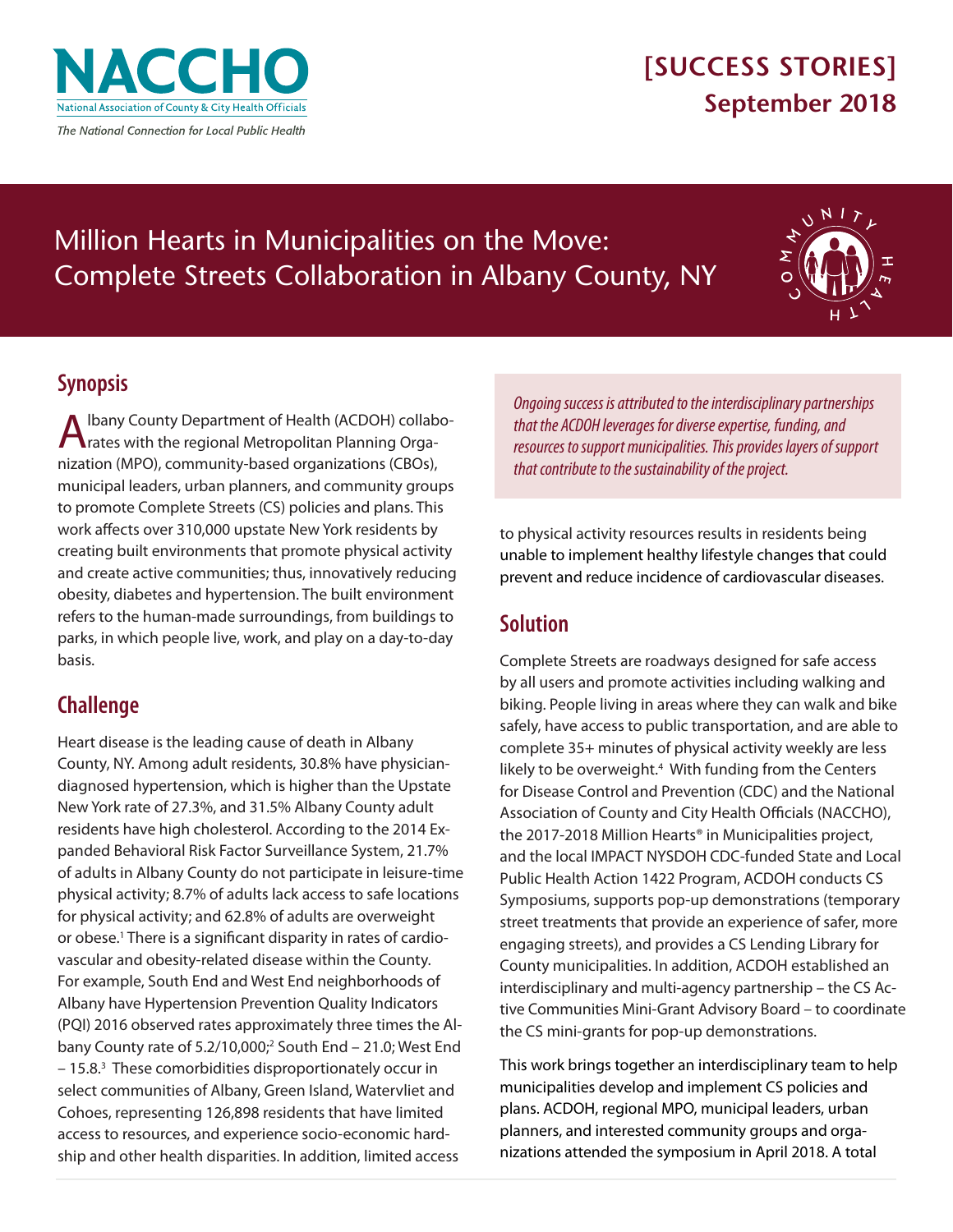NACCHO

National Association of County & City Health Officials

*The National Connection for Local Public Health*

**[SUCCESS STORIES]**
**September 2018**

# Million Hearts in Municipalities on the Move: Complete Streets Collaboration in Albany County, NY

## Synopsis

Albany County Department of Health (ACDOH) collaborates with the regional Metropolitan Planning Organization (MPO), community-based organizations (CBOs), municipal leaders, urban planners, and community groups to promote Complete Streets (CS) policies and plans. This work affects over 310,000 upstate New York residents by creating built environments that promote physical activity and create active communities; thus, innovatively reducing obesity, diabetes and hypertension. The built environment refers to the human-made surroundings, from buildings to parks, in which people live, work, and play on a day-to-day basis.

## Challenge

Heart disease is the leading cause of death in Albany County, NY. Among adult residents, 30.8% have physician-diagnosed hypertension, which is higher than the Upstate New York rate of 27.3%, and 31.5% Albany County adult residents have high cholesterol. According to the 2014 Expanded Behavioral Risk Factor Surveillance System, 21.7% of adults in Albany County do not participate in leisure-time physical activity; 8.7% of adults lack access to safe locations for physical activity; and 62.8% of adults are overweight or obese.[1] There is a significant disparity in rates of cardiovascular and obesity-related disease within the County. For example, South End and West End neighborhoods of Albany have Hypertension Prevention Quality Indicators (PQI) 2016 observed rates approximately three times the Albany County rate of 5.2/10,000;[2] South End – 21.0; West End – 15.8.[3] These comorbidities disproportionately occur in select communities of Albany, Green Island, Watervliet and Cohoes, representing 126,898 residents that have limited access to resources, and experience socio-economic hardship and other health disparities. In addition, limited access to physical activity resources results in residents being unable to implement healthy lifestyle changes that could prevent and reduce incidence of cardiovascular diseases.

> *Ongoing success is attributed to the interdisciplinary partnerships that the ACDOH leverages for diverse expertise, funding, and resources to support municipalities. This provides layers of support that contribute to the sustainability of the project.*

## Solution

Complete Streets are roadways designed for safe access by all users and promote activities including walking and biking. People living in areas where they can walk and bike safely, have access to public transportation, and are able to complete 35+ minutes of physical activity weekly are less likely to be overweight.[4] With funding from the Centers for Disease Control and Prevention (CDC) and the National Association of County and City Health Officials (NACCHO), the 2017-2018 Million Hearts® in Municipalities project, and the local IMPACT NYSDOH CDC-funded State and Local Public Health Action 1422 Program, ACDOH conducts CS Symposiums, supports pop-up demonstrations (temporary street treatments that provide an experience of safer, more engaging streets), and provides a CS Lending Library for County municipalities. In addition, ACDOH established an interdisciplinary and multi-agency partnership – the CS Active Communities Mini-Grant Advisory Board – to coordinate the CS mini-grants for pop-up demonstrations.

This work brings together an interdisciplinary team to help municipalities develop and implement CS policies and plans. ACDOH, regional MPO, municipal leaders, urban planners, and interested community groups and organizations attended the symposium in April 2018. A total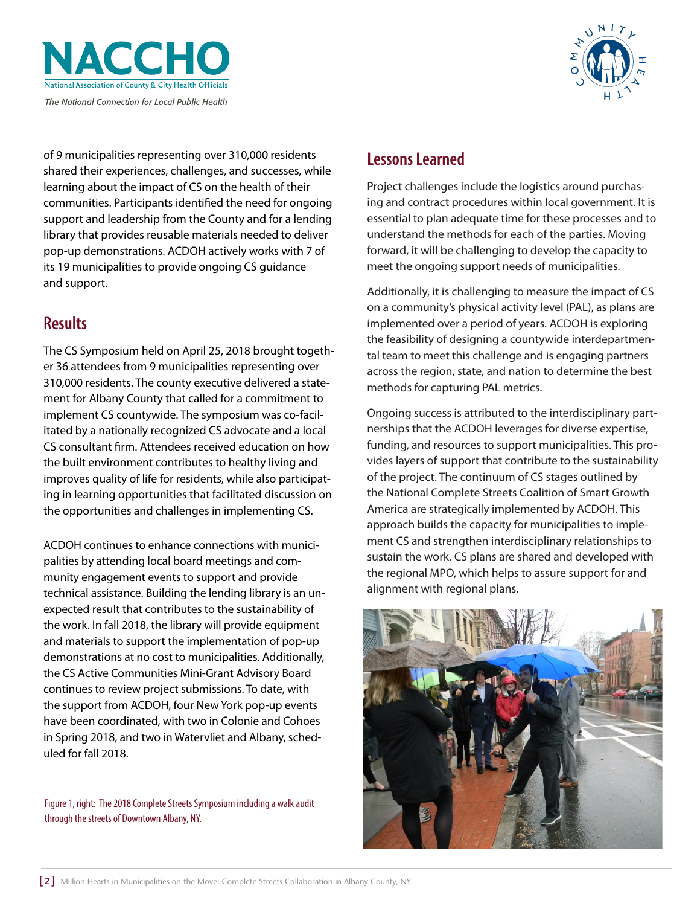of 9 municipalities representing over 310,000 residents shared their experiences, challenges, and successes, while learning about the impact of CS on the health of their communities. Participants identified the need for ongoing support and leadership from the County and for a lending library that provides reusable materials needed to deliver pop-up demonstrations. ACDOH actively works with 7 of its 19 municipalities to provide ongoing CS guidance and support.

## Results

The CS Symposium held on April 25, 2018 brought together 36 attendees from 9 municipalities representing over 310,000 residents. The county executive delivered a statement for Albany County that called for a commitment to implement CS countywide. The symposium was co-facilitated by a nationally recognized CS advocate and a local CS consultant firm. Attendees received education on how the built environment contributes to healthy living and improves quality of life for residents, while also participating in learning opportunities that facilitated discussion on the opportunities and challenges in implementing CS.

ACDOH continues to enhance connections with municipalities by attending local board meetings and community engagement events to support and provide technical assistance. Building the lending library is an unexpected result that contributes to the sustainability of the work. In fall 2018, the library will provide equipment and materials to support the implementation of pop-up demonstrations at no cost to municipalities. Additionally, the CS Active Communities Mini-Grant Advisory Board continues to review project submissions. To date, with the support from ACDOH, four New York pop-up events have been coordinated, with two in Colonie and Cohoes in Spring 2018, and two in Watervliet and Albany, scheduled for fall 2018.

Figure 1, right: The 2018 Complete Streets Symposium including a walk audit through the streets of Downtown Albany, NY.

## Lessons Learned

Project challenges include the logistics around purchasing and contract procedures within local government. It is essential to plan adequate time for these processes and to understand the methods for each of the parties. Moving forward, it will be challenging to develop the capacity to meet the ongoing support needs of municipalities.

Additionally, it is challenging to measure the impact of CS on a community's physical activity level (PAL), as plans are implemented over a period of years. ACDOH is exploring the feasibility of designing a countywide interdepartmental team to meet this challenge and is engaging partners across the region, state, and nation to determine the best methods for capturing PAL metrics.

Ongoing success is attributed to the interdisciplinary partnerships that the ACDOH leverages for diverse expertise, funding, and resources to support municipalities. This provides layers of support that contribute to the sustainability of the project. The continuum of CS stages outlined by the National Complete Streets Coalition of Smart Growth America are strategically implemented by ACDOH. This approach builds the capacity for municipalities to implement CS and strengthen interdisciplinary relationships to sustain the work. CS plans are shared and developed with the regional MPO, which helps to assure support for and alignment with regional plans.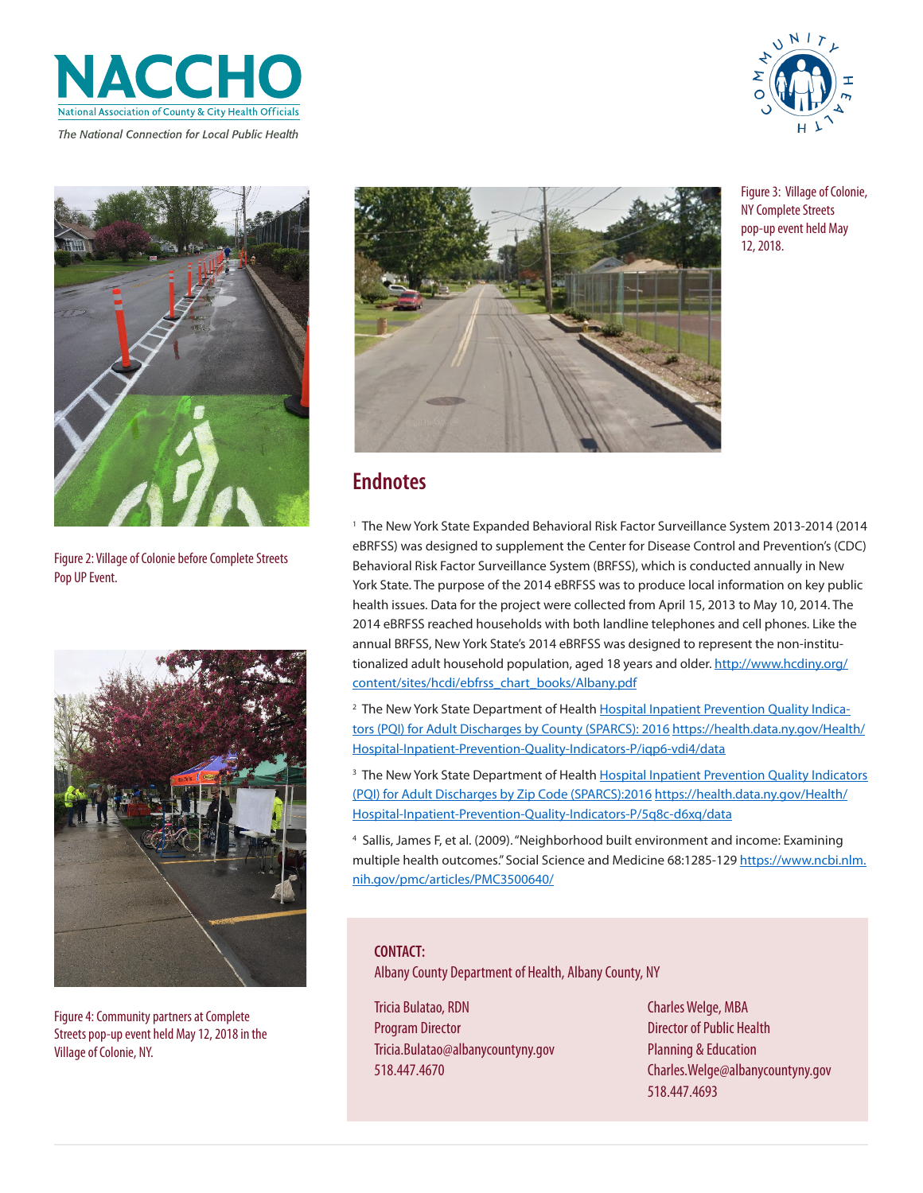Figure 2: Village of Colonie before Complete Streets Pop UP Event.

Figure 3: Village of Colonie, NY Complete Streets pop-up event held May 12, 2018.

Figure 4: Community partners at Complete Streets pop-up event held May 12, 2018 in the Village of Colonie, NY.

## Endnotes

[1] The New York State Expanded Behavioral Risk Factor Surveillance System 2013-2014 (2014 eBRFSS) was designed to supplement the Center for Disease Control and Prevention's (CDC) Behavioral Risk Factor Surveillance System (BRFSS), which is conducted annually in New York State. The purpose of the 2014 eBRFSS was to produce local information on key public health issues. Data for the project were collected from April 15, 2013 to May 10, 2014. The 2014 eBRFSS reached households with both landline telephones and cell phones. Like the annual BRFSS, New York State's 2014 eBRFSS was designed to represent the non-institutionalized adult household population, aged 18 years and older. http://www.hcdiny.org/content/sites/hcdi/ebfrss_chart_books/Albany.pdf

[2] The New York State Department of Health Hospital Inpatient Prevention Quality Indicators (PQI) for Adult Discharges by County (SPARCS): 2016 https://health.data.ny.gov/Health/Hospital-Inpatient-Prevention-Quality-Indicators-P/iqp6-vdi4/data

[3] The New York State Department of Health Hospital Inpatient Prevention Quality Indicators (PQI) for Adult Discharges by Zip Code (SPARCS):2016 https://health.data.ny.gov/Health/Hospital-Inpatient-Prevention-Quality-Indicators-P/5q8c-d6xq/data

[4] Sallis, James F, et al. (2009). "Neighborhood built environment and income: Examining multiple health outcomes." Social Science and Medicine 68:1285-129 https://www.ncbi.nlm.nih.gov/pmc/articles/PMC3500640/

**CONTACT:**
Albany County Department of Health, Albany County, NY

Tricia Bulatao, RDN
Program Director
Tricia.Bulatao@albanycountyny.gov
518.447.4670

Charles Welge, MBA
Director of Public Health
Planning & Education
Charles.Welge@albanycountyny.gov
518.447.4693